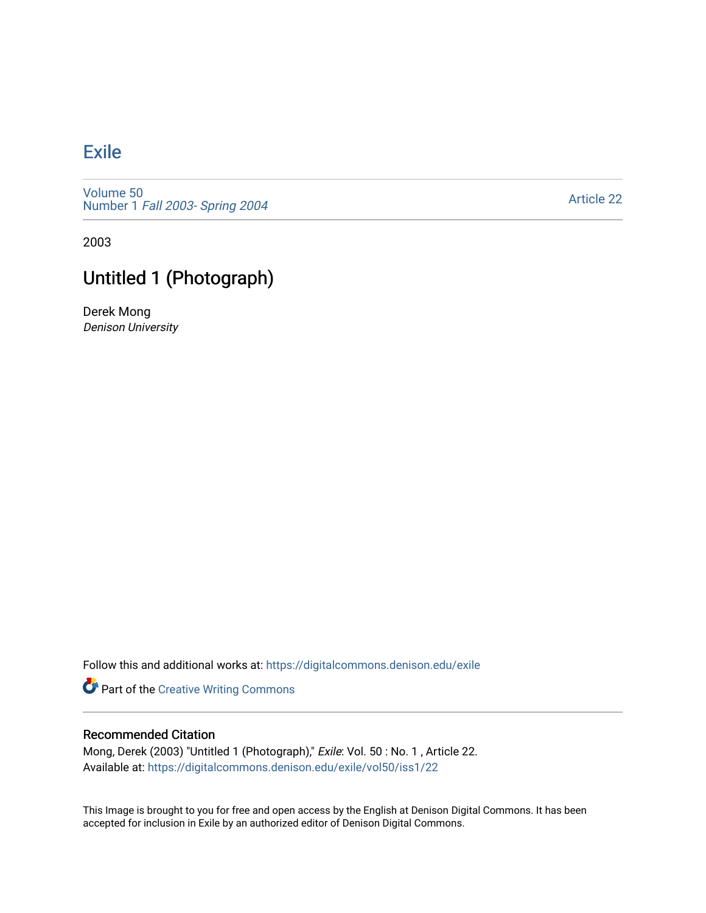# Exile

Volume 50
Number 1 *Fall 2003- Spring 2004*

Article 22

2003

## Untitled 1 (Photograph)

Derek Mong
*Denison University*

Follow this and additional works at: https://digitalcommons.denison.edu/exile

Part of the Creative Writing Commons

### Recommended Citation

Mong, Derek (2003) "Untitled 1 (Photograph)," *Exile*: Vol. 50 : No. 1 , Article 22.
Available at: https://digitalcommons.denison.edu/exile/vol50/iss1/22

This Image is brought to you for free and open access by the English at Denison Digital Commons. It has been accepted for inclusion in Exile by an authorized editor of Denison Digital Commons.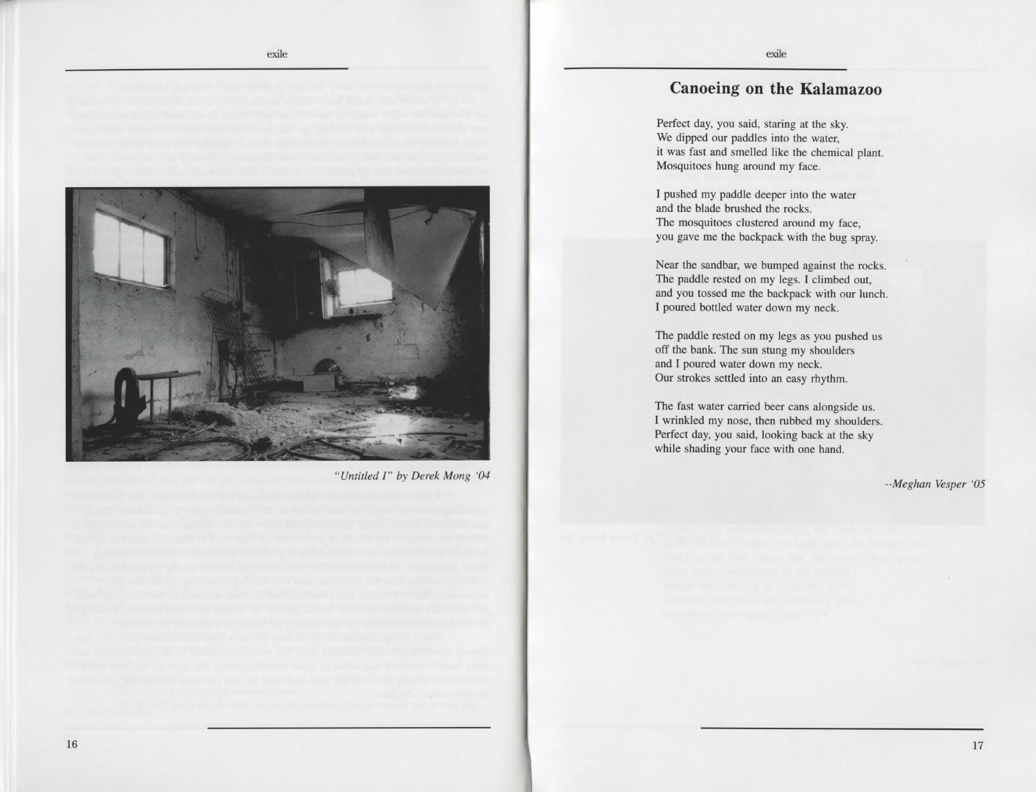"Untitled I" by Derek Mong '04

## Canoeing on the Kalamazoo

Perfect day, you said, staring at the sky.
We dipped our paddles into the water,
it was fast and smelled like the chemical plant.
Mosquitoes hung around my face.

I pushed my paddle deeper into the water
and the blade brushed the rocks.
The mosquitoes clustered around my face,
you gave me the backpack with the bug spray.

Near the sandbar, we bumped against the rocks.
The paddle rested on my legs. I climbed out,
and you tossed me the backpack with our lunch.
I poured bottled water down my neck.

The paddle rested on my legs as you pushed us
off the bank. The sun stung my shoulders
and I poured water down my neck.
Our strokes settled into an easy rhythm.

The fast water carried beer cans alongside us.
I wrinkled my nose, then rubbed my shoulders.
Perfect day, you said, looking back at the sky
while shading your face with one hand.

*--Meghan Vesper '05*